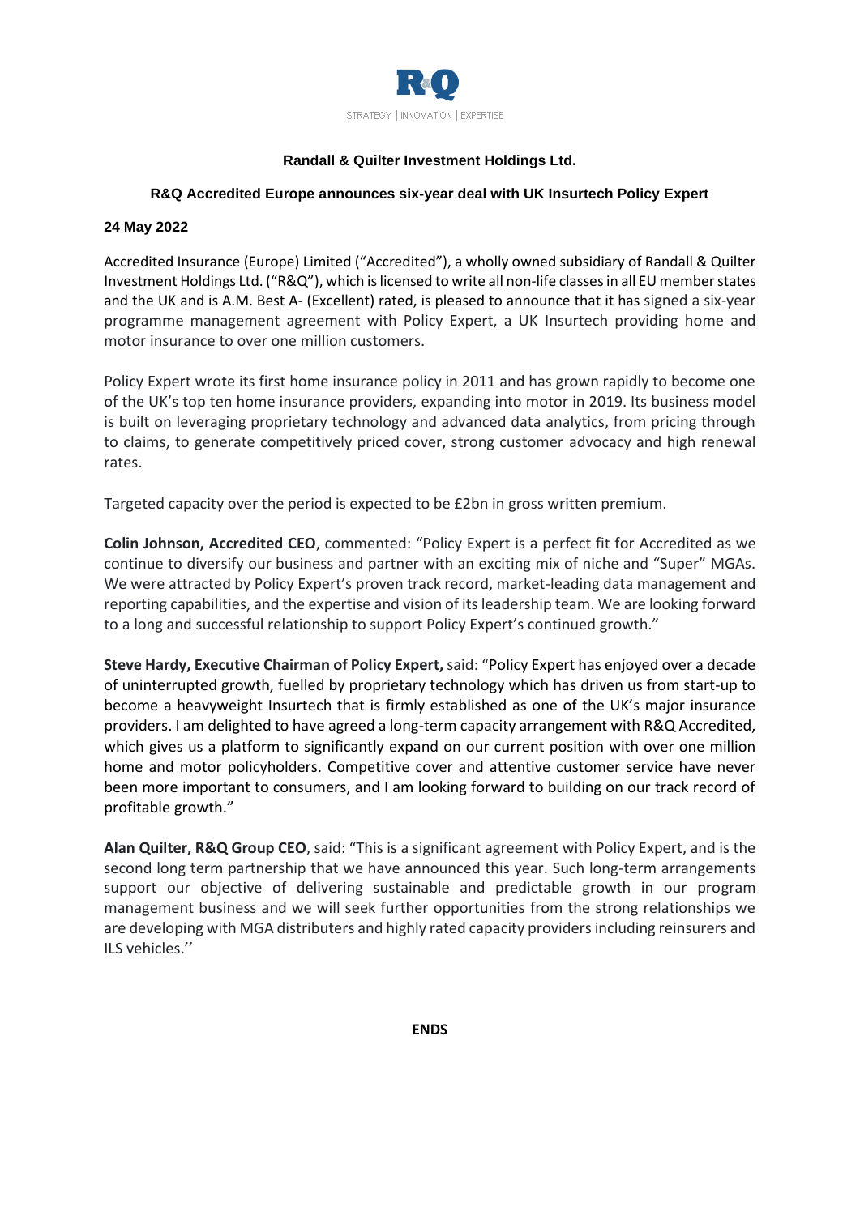R&Q

STRATEGY | INNOVATION | EXPERTISE

**Randall & Quilter Investment Holdings Ltd.**

**R&Q Accredited Europe announces six-year deal with UK Insurtech Policy Expert**

**24 May 2022**

Accredited Insurance (Europe) Limited ("Accredited"), a wholly owned subsidiary of Randall & Quilter Investment Holdings Ltd. ("R&Q"), which is licensed to write all non-life classes in all EU member states and the UK and is A.M. Best A- (Excellent) rated, is pleased to announce that it has signed a six-year programme management agreement with Policy Expert, a UK Insurtech providing home and motor insurance to over one million customers.

Policy Expert wrote its first home insurance policy in 2011 and has grown rapidly to become one of the UK's top ten home insurance providers, expanding into motor in 2019. Its business model is built on leveraging proprietary technology and advanced data analytics, from pricing through to claims, to generate competitively priced cover, strong customer advocacy and high renewal rates.

Targeted capacity over the period is expected to be £2bn in gross written premium.

**Colin Johnson, Accredited CEO**, commented: "Policy Expert is a perfect fit for Accredited as we continue to diversify our business and partner with an exciting mix of niche and "Super" MGAs. We were attracted by Policy Expert's proven track record, market-leading data management and reporting capabilities, and the expertise and vision of its leadership team. We are looking forward to a long and successful relationship to support Policy Expert's continued growth."

**Steve Hardy, Executive Chairman of Policy Expert,** said: "Policy Expert has enjoyed over a decade of uninterrupted growth, fuelled by proprietary technology which has driven us from start-up to become a heavyweight Insurtech that is firmly established as one of the UK's major insurance providers. I am delighted to have agreed a long-term capacity arrangement with R&Q Accredited, which gives us a platform to significantly expand on our current position with over one million home and motor policyholders. Competitive cover and attentive customer service have never been more important to consumers, and I am looking forward to building on our track record of profitable growth."

**Alan Quilter, R&Q Group CEO**, said: "This is a significant agreement with Policy Expert, and is the second long term partnership that we have announced this year. Such long-term arrangements support our objective of delivering sustainable and predictable growth in our program management business and we will seek further opportunities from the strong relationships we are developing with MGA distributers and highly rated capacity providers including reinsurers and ILS vehicles.''

**ENDS**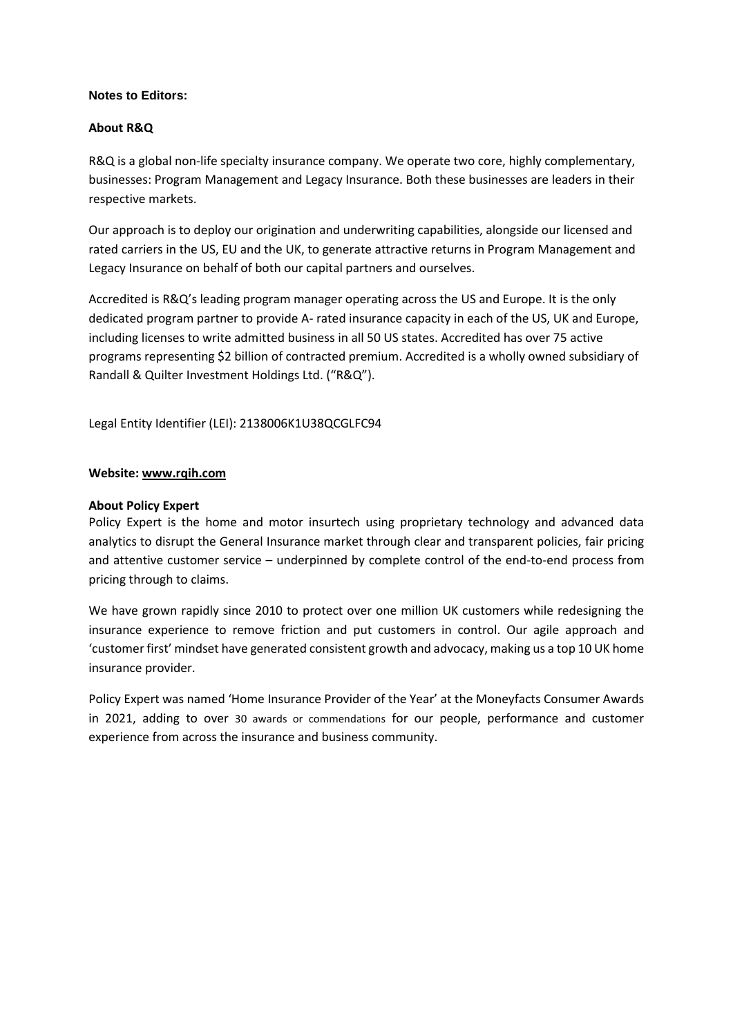**Notes to Editors:**

**About R&Q**

R&Q is a global non-life specialty insurance company. We operate two core, highly complementary, businesses: Program Management and Legacy Insurance. Both these businesses are leaders in their respective markets.

Our approach is to deploy our origination and underwriting capabilities, alongside our licensed and rated carriers in the US, EU and the UK, to generate attractive returns in Program Management and Legacy Insurance on behalf of both our capital partners and ourselves.

Accredited is R&Q's leading program manager operating across the US and Europe. It is the only dedicated program partner to provide A- rated insurance capacity in each of the US, UK and Europe, including licenses to write admitted business in all 50 US states. Accredited has over 75 active programs representing $2 billion of contracted premium. Accredited is a wholly owned subsidiary of Randall & Quilter Investment Holdings Ltd. ("R&Q").

Legal Entity Identifier (LEI): 2138006K1U38QCGLFC94

**Website: www.rqih.com**

**About Policy Expert**

Policy Expert is the home and motor insurtech using proprietary technology and advanced data analytics to disrupt the General Insurance market through clear and transparent policies, fair pricing and attentive customer service – underpinned by complete control of the end-to-end process from pricing through to claims.

We have grown rapidly since 2010 to protect over one million UK customers while redesigning the insurance experience to remove friction and put customers in control. Our agile approach and 'customer first' mindset have generated consistent growth and advocacy, making us a top 10 UK home insurance provider.

Policy Expert was named 'Home Insurance Provider of the Year' at the Moneyfacts Consumer Awards in 2021, adding to over 30 awards or commendations for our people, performance and customer experience from across the insurance and business community.